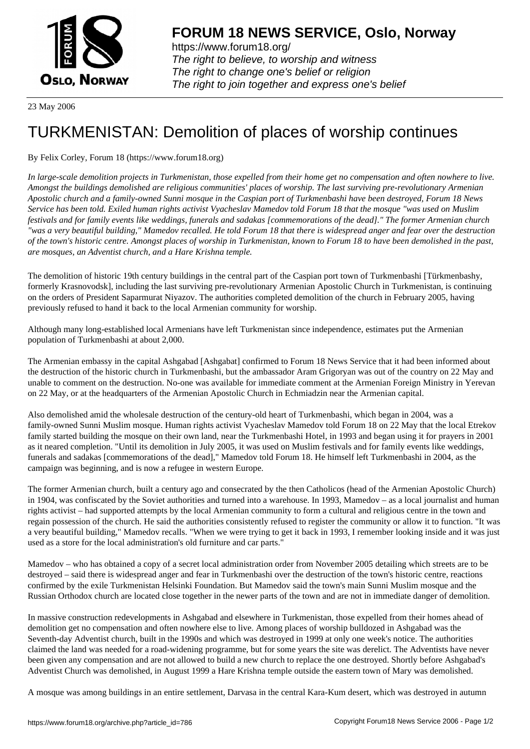# FORUM 18 NEWS SERVICE, Oslo, Norway

https://www.forum18.org/
*The right to believe, to worship and witness*
*The right to change one's belief or religion*
*The right to join together and express one's belief*

23 May 2006

# TURKMENISTAN: Demolition of places of worship continues

By Felix Corley, Forum 18 (https://www.forum18.org)

*In large-scale demolition projects in Turkmenistan, those expelled from their home get no compensation and often nowhere to live. Amongst the buildings demolished are religious communities' places of worship. The last surviving pre-revolutionary Armenian Apostolic church and a family-owned Sunni mosque in the Caspian port of Turkmenbashi have been destroyed, Forum 18 News Service has been told. Exiled human rights activist Vyacheslav Mamedov told Forum 18 that the mosque "was used on Muslim festivals and for family events like weddings, funerals and sadakas [commemorations of the dead]." The former Armenian church "was a very beautiful building," Mamedov recalled. He told Forum 18 that there is widespread anger and fear over the destruction of the town's historic centre. Amongst places of worship in Turkmenistan, known to Forum 18 to have been demolished in the past, are mosques, an Adventist church, and a Hare Krishna temple.*

The demolition of historic 19th century buildings in the central part of the Caspian port town of Turkmenbashi [Türkmenbashy, formerly Krasnovodsk], including the last surviving pre-revolutionary Armenian Apostolic Church in Turkmenistan, is continuing on the orders of President Saparmurat Niyazov. The authorities completed demolition of the church in February 2005, having previously refused to hand it back to the local Armenian community for worship.

Although many long-established local Armenians have left Turkmenistan since independence, estimates put the Armenian population of Turkmenbashi at about 2,000.

The Armenian embassy in the capital Ashgabad [Ashgabat] confirmed to Forum 18 News Service that it had been informed about the destruction of the historic church in Turkmenbashi, but the ambassador Aram Grigoryan was out of the country on 22 May and unable to comment on the destruction. No-one was available for immediate comment at the Armenian Foreign Ministry in Yerevan on 22 May, or at the headquarters of the Armenian Apostolic Church in Echmiadzin near the Armenian capital.

Also demolished amid the wholesale destruction of the century-old heart of Turkmenbashi, which began in 2004, was a family-owned Sunni Muslim mosque. Human rights activist Vyacheslav Mamedov told Forum 18 on 22 May that the local Etrekov family started building the mosque on their own land, near the Turkmenbashi Hotel, in 1993 and began using it for prayers in 2001 as it neared completion. "Until its demolition in July 2005, it was used on Muslim festivals and for family events like weddings, funerals and sadakas [commemorations of the dead]," Mamedov told Forum 18. He himself left Turkmenbashi in 2004, as the campaign was beginning, and is now a refugee in western Europe.

The former Armenian church, built a century ago and consecrated by the then Catholicos (head of the Armenian Apostolic Church) in 1904, was confiscated by the Soviet authorities and turned into a warehouse. In 1993, Mamedov – as a local journalist and human rights activist – had supported attempts by the local Armenian community to form a cultural and religious centre in the town and regain possession of the church. He said the authorities consistently refused to register the community or allow it to function. "It was a very beautiful building," Mamedov recalls. "When we were trying to get it back in 1993, I remember looking inside and it was just used as a store for the local administration's old furniture and car parts."

Mamedov – who has obtained a copy of a secret local administration order from November 2005 detailing which streets are to be destroyed – said there is widespread anger and fear in Turkmenbashi over the destruction of the town's historic centre, reactions confirmed by the exile Turkmenistan Helsinki Foundation. But Mamedov said the town's main Sunni Muslim mosque and the Russian Orthodox church are located close together in the newer parts of the town and are not in immediate danger of demolition.

In massive construction redevelopments in Ashgabad and elsewhere in Turkmenistan, those expelled from their homes ahead of demolition get no compensation and often nowhere else to live. Among places of worship bulldozed in Ashgabad was the Seventh-day Adventist church, built in the 1990s and which was destroyed in 1999 at only one week's notice. The authorities claimed the land was needed for a road-widening programme, but for some years the site was derelict. The Adventists have never been given any compensation and are not allowed to build a new church to replace the one destroyed. Shortly before Ashgabad's Adventist Church was demolished, in August 1999 a Hare Krishna temple outside the eastern town of Mary was demolished.

A mosque was among buildings in an entire settlement, Darvasa in the central Kara-Kum desert, which was destroyed in autumn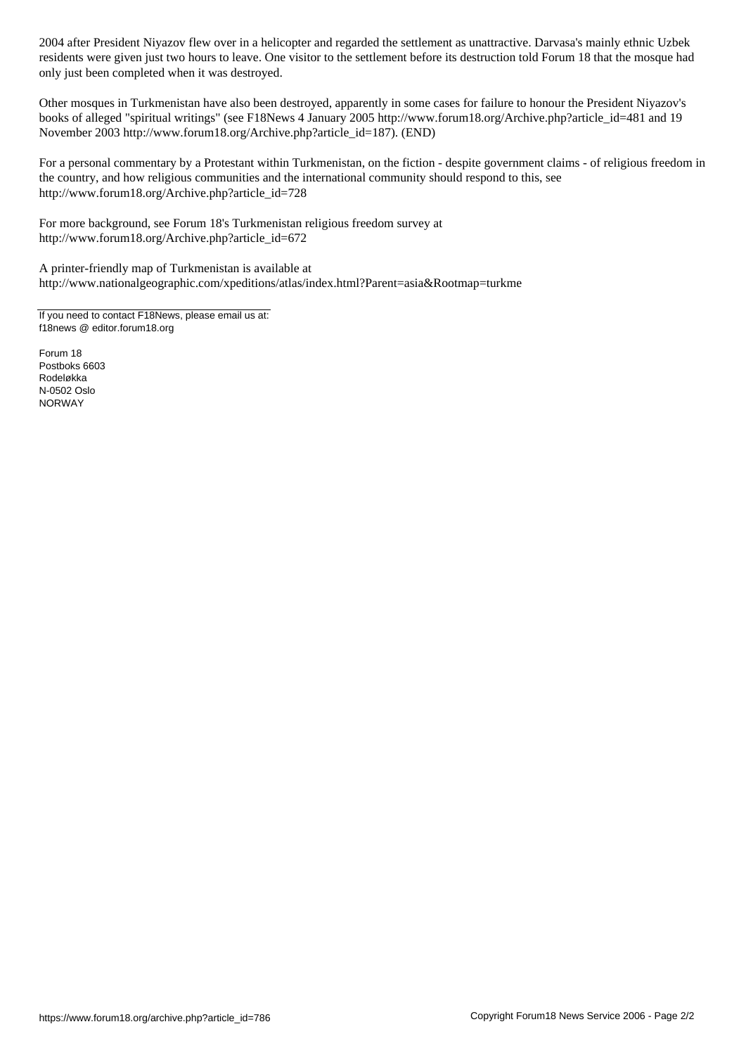2004 after President Niyazov flew over in a helicopter and regarded the settlement as unattractive. Darvasa's mainly ethnic Uzbek residents were given just two hours to leave. One visitor to the settlement before its destruction told Forum 18 that the mosque had only just been completed when it was destroyed.

Other mosques in Turkmenistan have also been destroyed, apparently in some cases for failure to honour the President Niyazov's books of alleged "spiritual writings" (see F18News 4 January 2005 http://www.forum18.org/Archive.php?article_id=481 and 19 November 2003 http://www.forum18.org/Archive.php?article_id=187). (END)

For a personal commentary by a Protestant within Turkmenistan, on the fiction - despite government claims - of religious freedom in the country, and how religious communities and the international community should respond to this, see http://www.forum18.org/Archive.php?article_id=728

For more background, see Forum 18's Turkmenistan religious freedom survey at http://www.forum18.org/Archive.php?article_id=672

A printer-friendly map of Turkmenistan is available at http://www.nationalgeographic.com/xpeditions/atlas/index.html?Parent=asia&Rootmap=turkme

---

If you need to contact F18News, please email us at:
f18news @ editor.forum18.org

Forum 18
Postboks 6603
Rodeløkka
N-0502 Oslo
NORWAY